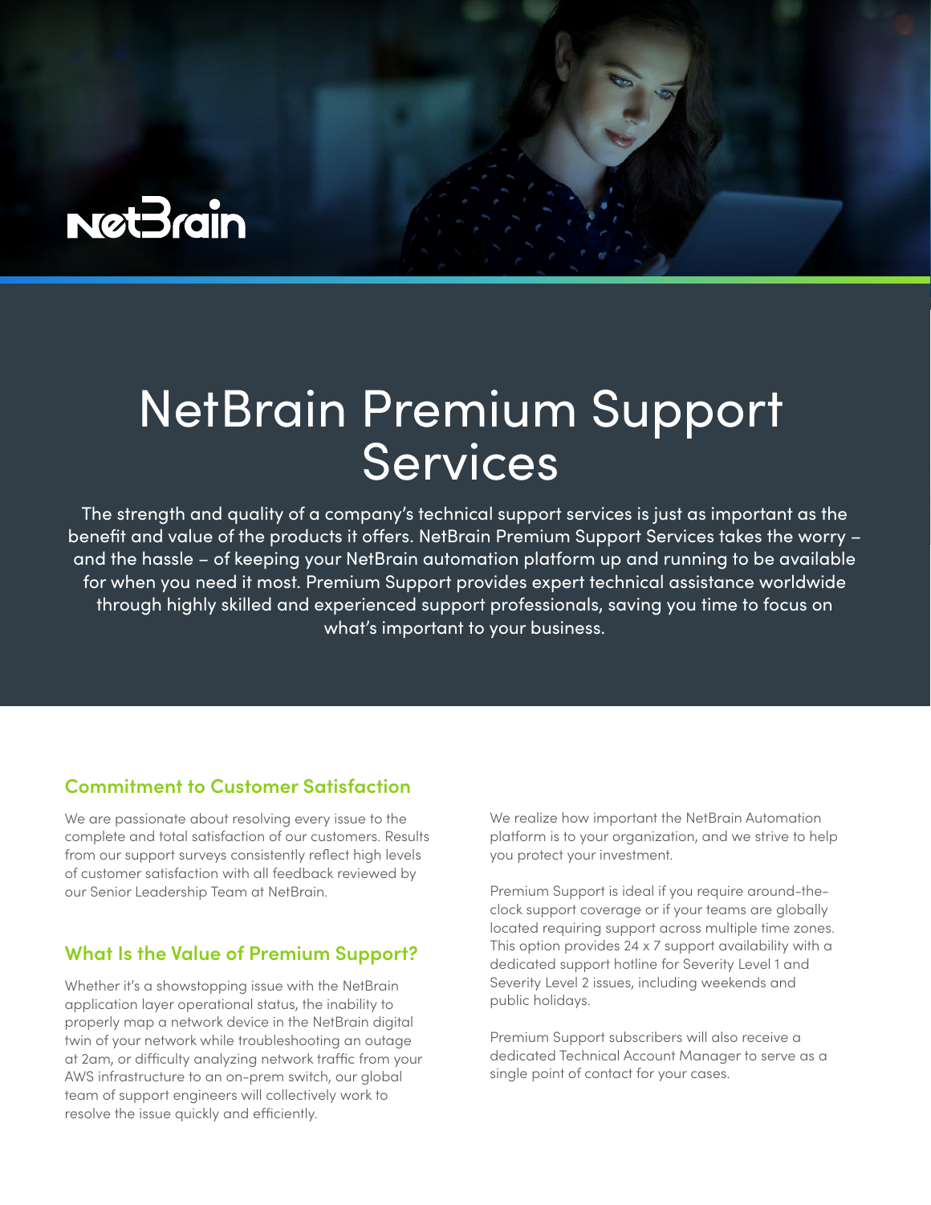# NetBrain Premium Support Services

The strength and quality of a company's technical support services is just as important as the benefit and value of the products it offers. NetBrain Premium Support Services takes the worry – and the hassle – of keeping your NetBrain automation platform up and running to be available for when you need it most. Premium Support provides expert technical assistance worldwide through highly skilled and experienced support professionals, saving you time to focus on what's important to your business.

## Commitment to Customer Satisfaction

We are passionate about resolving every issue to the complete and total satisfaction of our customers. Results from our support surveys consistently reflect high levels of customer satisfaction with all feedback reviewed by our Senior Leadership Team at NetBrain.

## What Is the Value of Premium Support?

Whether it's a showstopping issue with the NetBrain application layer operational status, the inability to properly map a network device in the NetBrain digital twin of your network while troubleshooting an outage at 2am, or difficulty analyzing network traffic from your AWS infrastructure to an on-prem switch, our global team of support engineers will collectively work to resolve the issue quickly and efficiently.

We realize how important the NetBrain Automation platform is to your organization, and we strive to help you protect your investment.

Premium Support is ideal if you require around-the-clock support coverage or if your teams are globally located requiring support across multiple time zones. This option provides 24 x 7 support availability with a dedicated support hotline for Severity Level 1 and Severity Level 2 issues, including weekends and public holidays.

Premium Support subscribers will also receive a dedicated Technical Account Manager to serve as a single point of contact for your cases.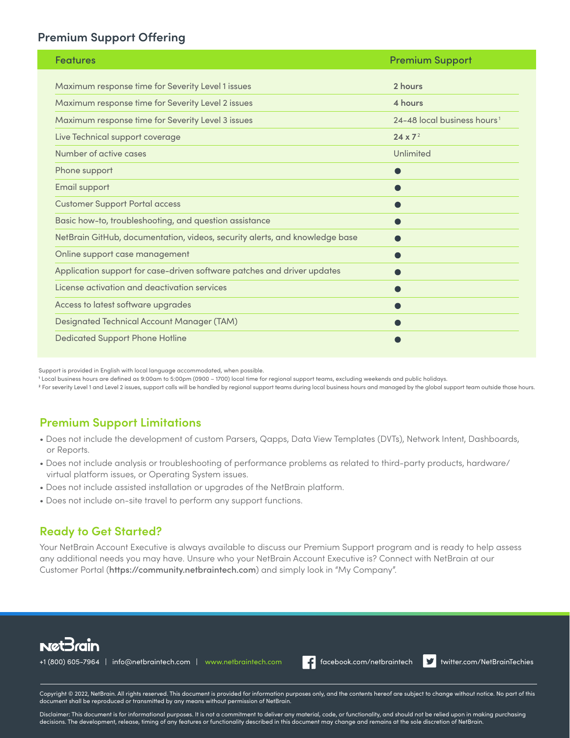## Premium Support Offering

| Features | Premium Support |
|---|---|
| Maximum response time for Severity Level 1 issues | **2 hours** |
| Maximum response time for Severity Level 2 issues | **4 hours** |
| Maximum response time for Severity Level 3 issues | 24-48 local business hours[1] |
| Live Technical support coverage | **24 x 7**[2] |
| Number of active cases | Unlimited |
| Phone support | ● |
| Email support | ● |
| Customer Support Portal access | ● |
| Basic how-to, troubleshooting, and question assistance | ● |
| NetBrain GitHub, documentation, videos, security alerts, and knowledge base | ● |
| Online support case management | ● |
| Application support for case-driven software patches and driver updates | ● |
| License activation and deactivation services | ● |
| Access to latest software upgrades | ● |
| Designated Technical Account Manager (TAM) | ● |
| Dedicated Support Phone Hotline | ● |

Support is provided in English with local language accommodated, when possible.

[1] Local business hours are defined as 9:00am to 5:00pm (0900 – 1700) local time for regional support teams, excluding weekends and public holidays.

[2] For severity Level 1 and Level 2 issues, support calls will be handled by regional support teams during local business hours and managed by the global support team outside those hours.

## Premium Support Limitations

- Does not include the development of custom Parsers, Qapps, Data View Templates (DVTs), Network Intent, Dashboards, or Reports.
- Does not include analysis or troubleshooting of performance problems as related to third-party products, hardware/ virtual platform issues, or Operating System issues.
- Does not include assisted installation or upgrades of the NetBrain platform.
- Does not include on-site travel to perform any support functions.

## Ready to Get Started?

Your NetBrain Account Executive is always available to discuss our Premium Support program and is ready to help assess any additional needs you may have. Unsure who your NetBrain Account Executive is? Connect with NetBrain at our Customer Portal (**https://community.netbraintech.com**) and simply look in "My Company".

NetBrain

+1 (800) 605-7964 | info@netbraintech.com | www.netbraintech.com

facebook.com/netbraintech

twitter.com/NetBrainTechies

Copyright © 2022, NetBrain. All rights reserved. This document is provided for information purposes only, and the contents hereof are subject to change without notice. No part of this document shall be reproduced or transmitted by any means without permission of NetBrain.

Disclaimer: This document is for informational purposes. It is not a commitment to deliver any material, code, or functionality, and should not be relied upon in making purchasing decisions. The development, release, timing of any features or functionality described in this document may change and remains at the sole discretion of NetBrain.